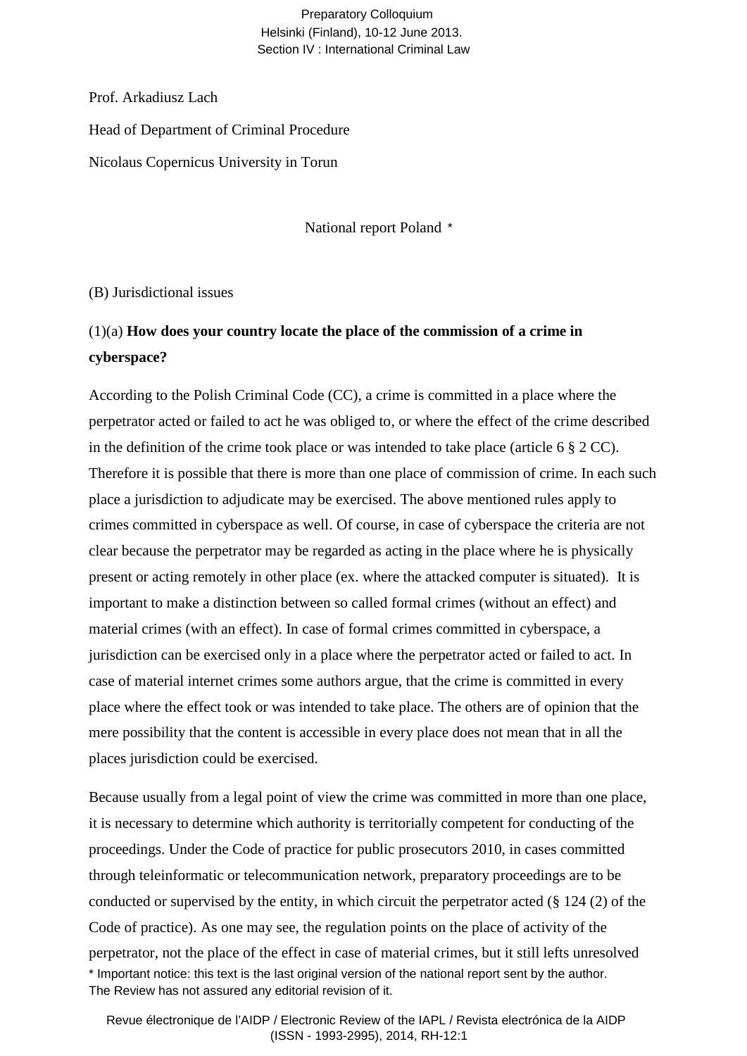Prof. Arkadiusz Lach

Head of Department of Criminal Procedure

Nicolaus Copernicus University in Torun

National report Poland *

(B) Jurisdictional issues

(1)(a) **How does your country locate the place of the commission of a crime in cyberspace?**

According to the Polish Criminal Code (CC), a crime is committed in a place where the perpetrator acted or failed to act he was obliged to, or where the effect of the crime described in the definition of the crime took place or was intended to take place (article 6 § 2 CC). Therefore it is possible that there is more than one place of commission of crime. In each such place a jurisdiction to adjudicate may be exercised. The above mentioned rules apply to crimes committed in cyberspace as well. Of course, in case of cyberspace the criteria are not clear because the perpetrator may be regarded as acting in the place where he is physically present or acting remotely in other place (ex. where the attacked computer is situated). It is important to make a distinction between so called formal crimes (without an effect) and material crimes (with an effect). In case of formal crimes committed in cyberspace, a jurisdiction can be exercised only in a place where the perpetrator acted or failed to act. In case of material internet crimes some authors argue, that the crime is committed in every place where the effect took or was intended to take place. The others are of opinion that the mere possibility that the content is accessible in every place does not mean that in all the places jurisdiction could be exercised.

Because usually from a legal point of view the crime was committed in more than one place, it is necessary to determine which authority is territorially competent for conducting of the proceedings. Under the Code of practice for public prosecutors 2010, in cases committed through teleinformatic or telecommunication network, preparatory proceedings are to be conducted or supervised by the entity, in which circuit the perpetrator acted (§ 124 (2) of the Code of practice). As one may see, the regulation points on the place of activity of the perpetrator, not the place of the effect in case of material crimes, but it still lefts unresolved

\* Important notice: this text is the last original version of the national report sent by the author. The Review has not assured any editorial revision of it.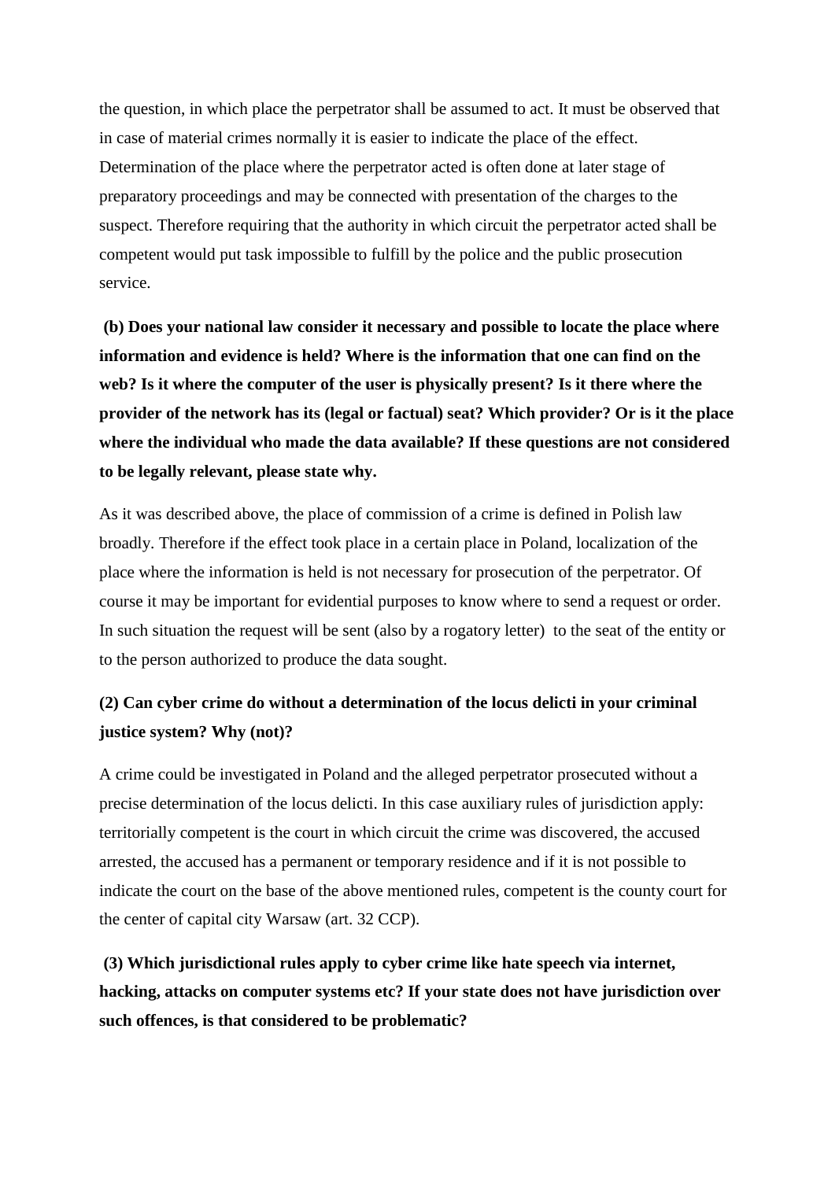the question, in which place the perpetrator shall be assumed to act. It must be observed that in case of material crimes normally it is easier to indicate the place of the effect. Determination of the place where the perpetrator acted is often done at later stage of preparatory proceedings and may be connected with presentation of the charges to the suspect. Therefore requiring that the authority in which circuit the perpetrator acted shall be competent would put task impossible to fulfill by the police and the public prosecution service.

**(b) Does your national law consider it necessary and possible to locate the place where information and evidence is held? Where is the information that one can find on the web? Is it where the computer of the user is physically present? Is it there where the provider of the network has its (legal or factual) seat? Which provider? Or is it the place where the individual who made the data available? If these questions are not considered to be legally relevant, please state why.**

As it was described above, the place of commission of a crime is defined in Polish law broadly. Therefore if the effect took place in a certain place in Poland, localization of the place where the information is held is not necessary for prosecution of the perpetrator. Of course it may be important for evidential purposes to know where to send a request or order. In such situation the request will be sent (also by a rogatory letter) to the seat of the entity or to the person authorized to produce the data sought.

**(2) Can cyber crime do without a determination of the locus delicti in your criminal justice system? Why (not)?**

A crime could be investigated in Poland and the alleged perpetrator prosecuted without a precise determination of the locus delicti. In this case auxiliary rules of jurisdiction apply: territorially competent is the court in which circuit the crime was discovered, the accused arrested, the accused has a permanent or temporary residence and if it is not possible to indicate the court on the base of the above mentioned rules, competent is the county court for the center of capital city Warsaw (art. 32 CCP).

**(3) Which jurisdictional rules apply to cyber crime like hate speech via internet, hacking, attacks on computer systems etc? If your state does not have jurisdiction over such offences, is that considered to be problematic?**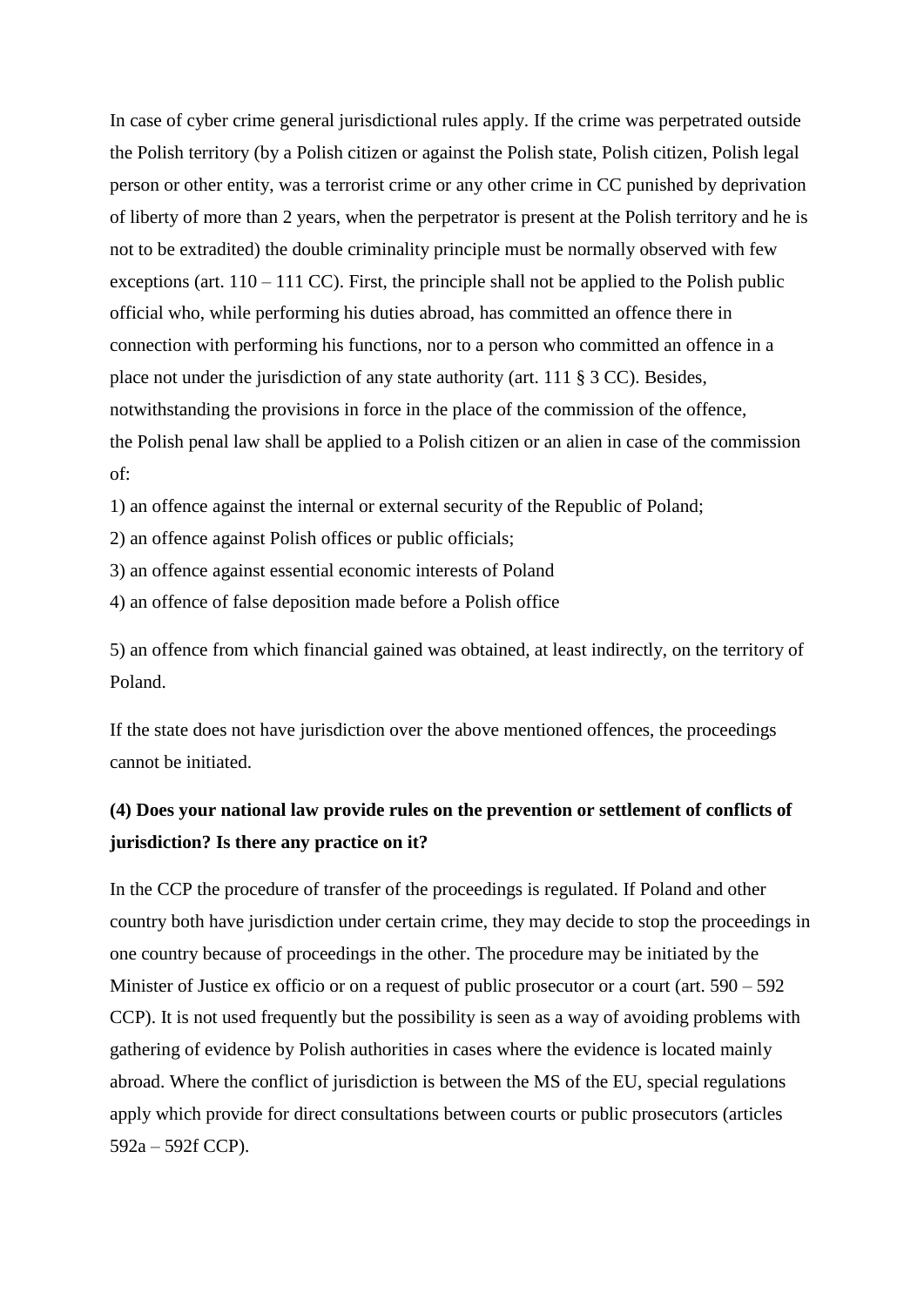In case of cyber crime general jurisdictional rules apply. If the crime was perpetrated outside the Polish territory (by a Polish citizen or against the Polish state, Polish citizen, Polish legal person or other entity, was a terrorist crime or any other crime in CC punished by deprivation of liberty of more than 2 years, when the perpetrator is present at the Polish territory and he is not to be extradited) the double criminality principle must be normally observed with few exceptions (art. 110 – 111 CC). First, the principle shall not be applied to the Polish public official who, while performing his duties abroad, has committed an offence there in connection with performing his functions, nor to a person who committed an offence in a place not under the jurisdiction of any state authority (art. 111 § 3 CC). Besides, notwithstanding the provisions in force in the place of the commission of the offence, the Polish penal law shall be applied to a Polish citizen or an alien in case of the commission of:

1) an offence against the internal or external security of the Republic of Poland;
2) an offence against Polish offices or public officials;
3) an offence against essential economic interests of Poland
4) an offence of false deposition made before a Polish office
5) an offence from which financial gained was obtained, at least indirectly, on the territory of Poland.

If the state does not have jurisdiction over the above mentioned offences, the proceedings cannot be initiated.

**(4) Does your national law provide rules on the prevention or settlement of conflicts of jurisdiction? Is there any practice on it?**

In the CCP the procedure of transfer of the proceedings is regulated. If Poland and other country both have jurisdiction under certain crime, they may decide to stop the proceedings in one country because of proceedings in the other. The procedure may be initiated by the Minister of Justice ex officio or on a request of public prosecutor or a court (art. 590 – 592 CCP). It is not used frequently but the possibility is seen as a way of avoiding problems with gathering of evidence by Polish authorities in cases where the evidence is located mainly abroad. Where the conflict of jurisdiction is between the MS of the EU, special regulations apply which provide for direct consultations between courts or public prosecutors (articles 592a – 592f CCP).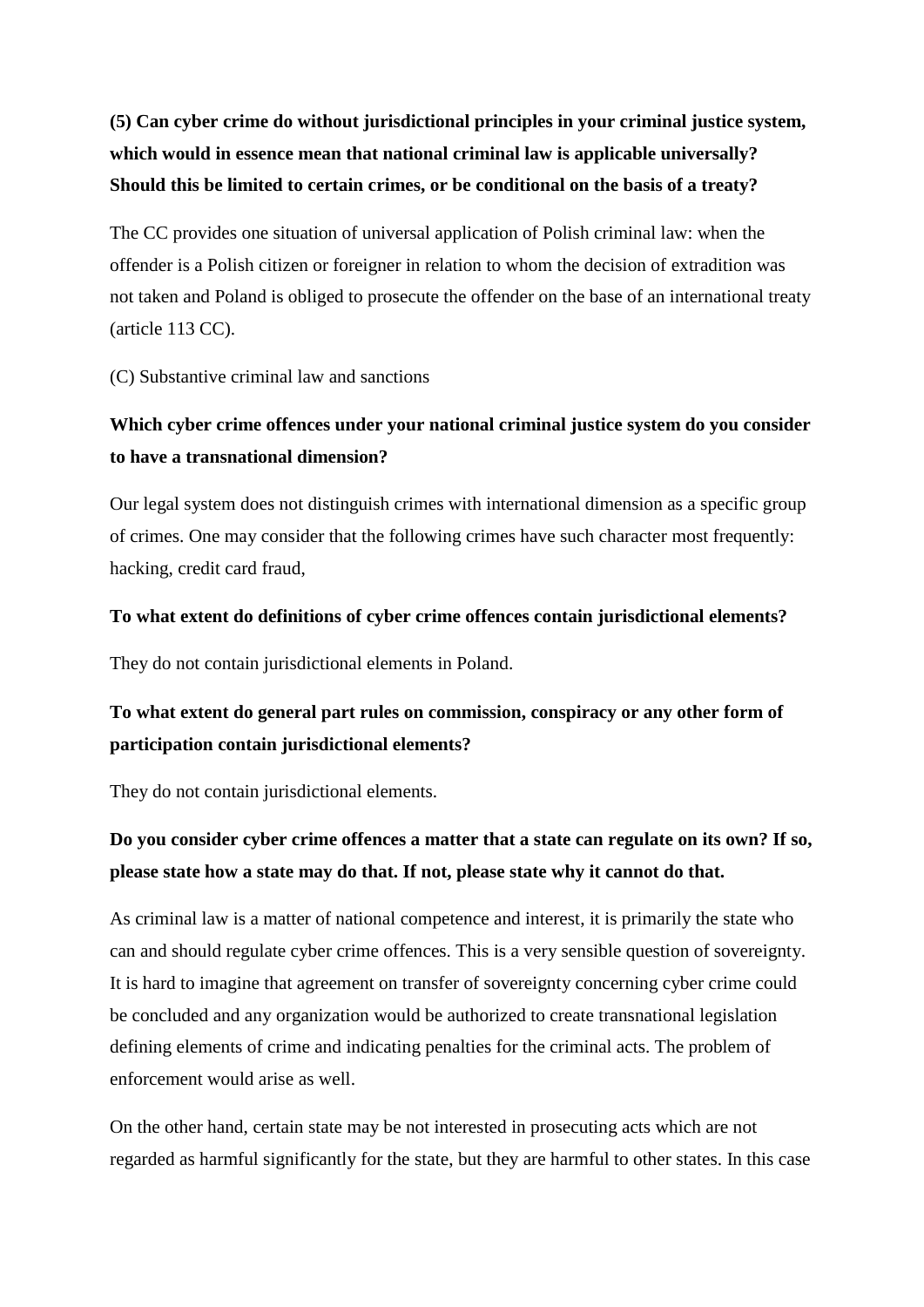**(5) Can cyber crime do without jurisdictional principles in your criminal justice system, which would in essence mean that national criminal law is applicable universally? Should this be limited to certain crimes, or be conditional on the basis of a treaty?**

The CC provides one situation of universal application of Polish criminal law: when the offender is a Polish citizen or foreigner in relation to whom the decision of extradition was not taken and Poland is obliged to prosecute the offender on the base of an international treaty (article 113 CC).

(C) Substantive criminal law and sanctions

**Which cyber crime offences under your national criminal justice system do you consider to have a transnational dimension?**

Our legal system does not distinguish crimes with international dimension as a specific group of crimes. One may consider that the following crimes have such character most frequently: hacking, credit card fraud,

**To what extent do definitions of cyber crime offences contain jurisdictional elements?**

They do not contain jurisdictional elements in Poland.

**To what extent do general part rules on commission, conspiracy or any other form of participation contain jurisdictional elements?**

They do not contain jurisdictional elements.

**Do you consider cyber crime offences a matter that a state can regulate on its own? If so, please state how a state may do that. If not, please state why it cannot do that.**

As criminal law is a matter of national competence and interest, it is primarily the state who can and should regulate cyber crime offences. This is a very sensible question of sovereignty. It is hard to imagine that agreement on transfer of sovereignty concerning cyber crime could be concluded and any organization would be authorized to create transnational legislation defining elements of crime and indicating penalties for the criminal acts. The problem of enforcement would arise as well.

On the other hand, certain state may be not interested in prosecuting acts which are not regarded as harmful significantly for the state, but they are harmful to other states. In this case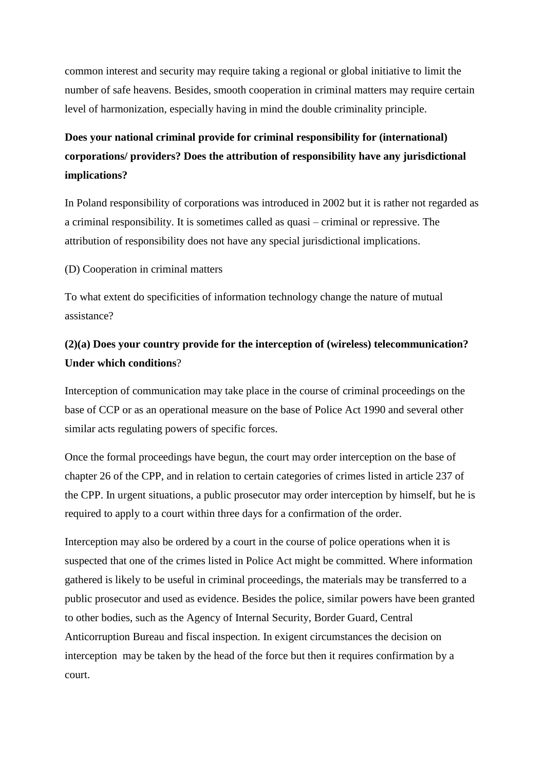common interest and security may require taking a regional or global initiative to limit the number of safe heavens. Besides, smooth cooperation in criminal matters may require certain level of harmonization, especially having in mind the double criminality principle.

**Does your national criminal provide for criminal responsibility for (international) corporations/ providers? Does the attribution of responsibility have any jurisdictional implications?**

In Poland responsibility of corporations was introduced in 2002 but it is rather not regarded as a criminal responsibility. It is sometimes called as quasi – criminal or repressive. The attribution of responsibility does not have any special jurisdictional implications.

(D) Cooperation in criminal matters

To what extent do specificities of information technology change the nature of mutual assistance?

**(2)(a) Does your country provide for the interception of (wireless) telecommunication? Under which conditions**?

Interception of communication may take place in the course of criminal proceedings on the base of CCP or as an operational measure on the base of Police Act 1990 and several other similar acts regulating powers of specific forces.

Once the formal proceedings have begun, the court may order interception on the base of chapter 26 of the CPP, and in relation to certain categories of crimes listed in article 237 of the CPP. In urgent situations, a public prosecutor may order interception by himself, but he is required to apply to a court within three days for a confirmation of the order.

Interception may also be ordered by a court in the course of police operations when it is suspected that one of the crimes listed in Police Act might be committed. Where information gathered is likely to be useful in criminal proceedings, the materials may be transferred to a public prosecutor and used as evidence. Besides the police, similar powers have been granted to other bodies, such as the Agency of Internal Security, Border Guard, Central Anticorruption Bureau and fiscal inspection. In exigent circumstances the decision on interception may be taken by the head of the force but then it requires confirmation by a court.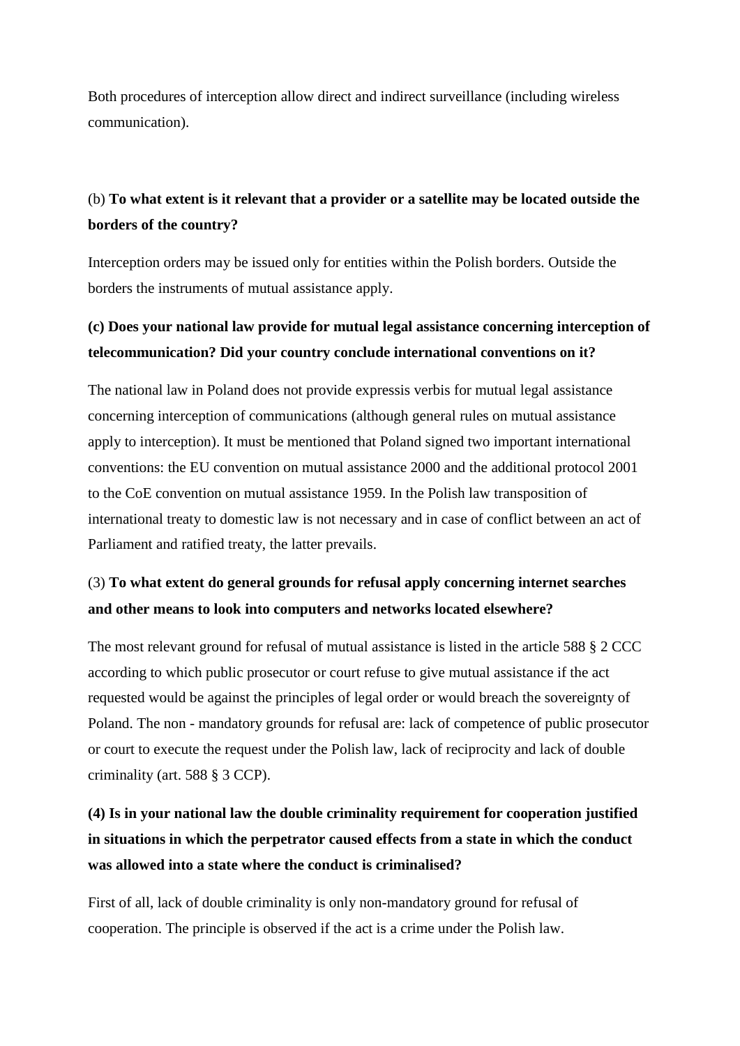Both procedures of interception allow direct and indirect surveillance (including wireless communication).

(b) **To what extent is it relevant that a provider or a satellite may be located outside the borders of the country?**

Interception orders may be issued only for entities within the Polish borders. Outside the borders the instruments of mutual assistance apply.

**(c) Does your national law provide for mutual legal assistance concerning interception of telecommunication? Did your country conclude international conventions on it?**

The national law in Poland does not provide expressis verbis for mutual legal assistance concerning interception of communications (although general rules on mutual assistance apply to interception). It must be mentioned that Poland signed two important international conventions: the EU convention on mutual assistance 2000 and the additional protocol 2001 to the CoE convention on mutual assistance 1959. In the Polish law transposition of international treaty to domestic law is not necessary and in case of conflict between an act of Parliament and ratified treaty, the latter prevails.

(3) **To what extent do general grounds for refusal apply concerning internet searches and other means to look into computers and networks located elsewhere?**

The most relevant ground for refusal of mutual assistance is listed in the article 588 § 2 CCC according to which public prosecutor or court refuse to give mutual assistance if the act requested would be against the principles of legal order or would breach the sovereignty of Poland. The non - mandatory grounds for refusal are: lack of competence of public prosecutor or court to execute the request under the Polish law, lack of reciprocity and lack of double criminality (art. 588 § 3 CCP).

**(4) Is in your national law the double criminality requirement for cooperation justified in situations in which the perpetrator caused effects from a state in which the conduct was allowed into a state where the conduct is criminalised?**

First of all, lack of double criminality is only non-mandatory ground for refusal of cooperation. The principle is observed if the act is a crime under the Polish law.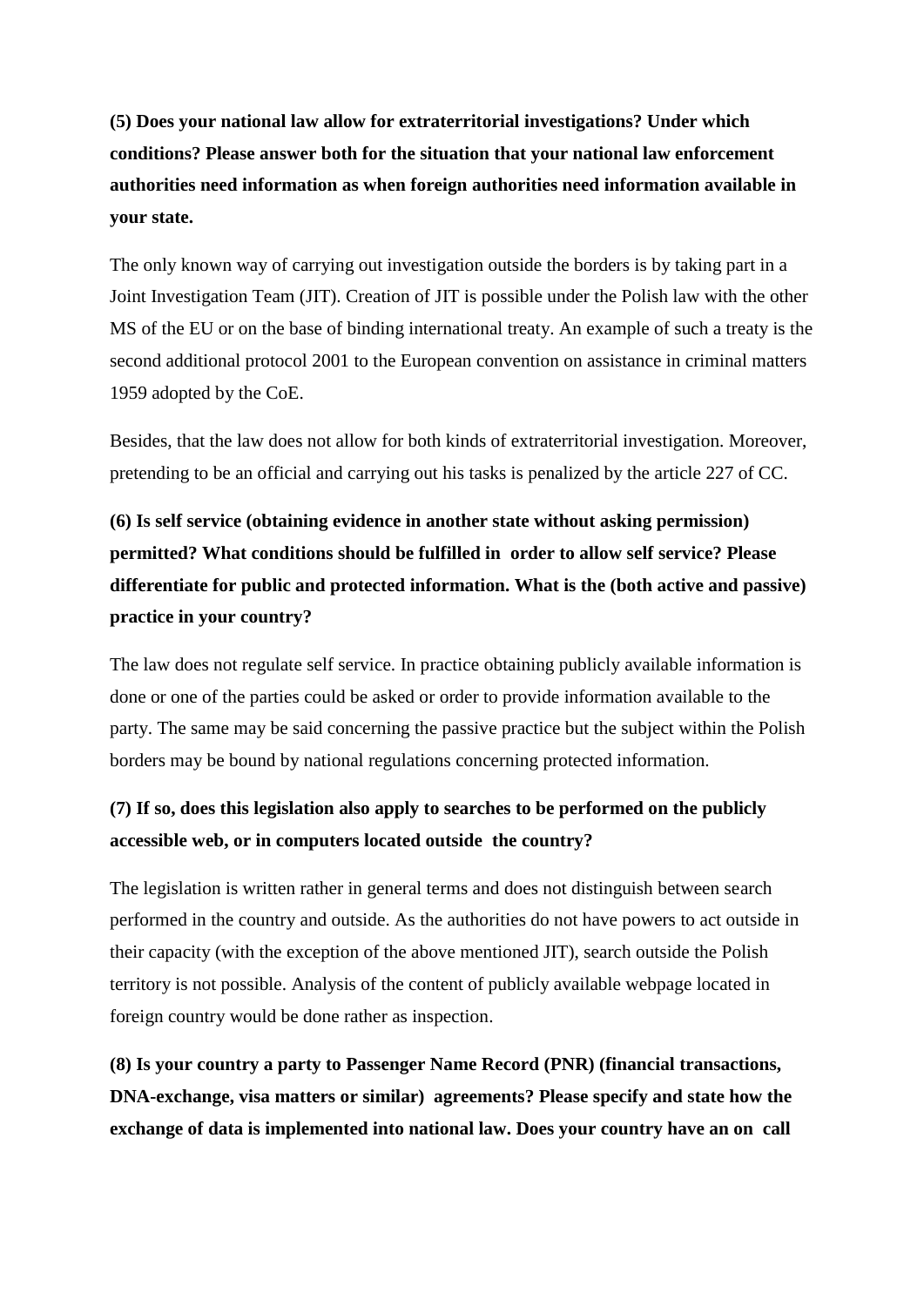**(5) Does your national law allow for extraterritorial investigations? Under which conditions? Please answer both for the situation that your national law enforcement authorities need information as when foreign authorities need information available in your state.**

The only known way of carrying out investigation outside the borders is by taking part in a Joint Investigation Team (JIT). Creation of JIT is possible under the Polish law with the other MS of the EU or on the base of binding international treaty. An example of such a treaty is the second additional protocol 2001 to the European convention on assistance in criminal matters 1959 adopted by the CoE.

Besides, that the law does not allow for both kinds of extraterritorial investigation. Moreover, pretending to be an official and carrying out his tasks is penalized by the article 227 of CC.

**(6) Is self service (obtaining evidence in another state without asking permission) permitted? What conditions should be fulfilled in order to allow self service? Please differentiate for public and protected information. What is the (both active and passive) practice in your country?**

The law does not regulate self service. In practice obtaining publicly available information is done or one of the parties could be asked or order to provide information available to the party. The same may be said concerning the passive practice but the subject within the Polish borders may be bound by national regulations concerning protected information.

**(7) If so, does this legislation also apply to searches to be performed on the publicly accessible web, or in computers located outside the country?**

The legislation is written rather in general terms and does not distinguish between search performed in the country and outside. As the authorities do not have powers to act outside in their capacity (with the exception of the above mentioned JIT), search outside the Polish territory is not possible. Analysis of the content of publicly available webpage located in foreign country would be done rather as inspection.

**(8) Is your country a party to Passenger Name Record (PNR) (financial transactions, DNA-exchange, visa matters or similar) agreements? Please specify and state how the exchange of data is implemented into national law. Does your country have an on call**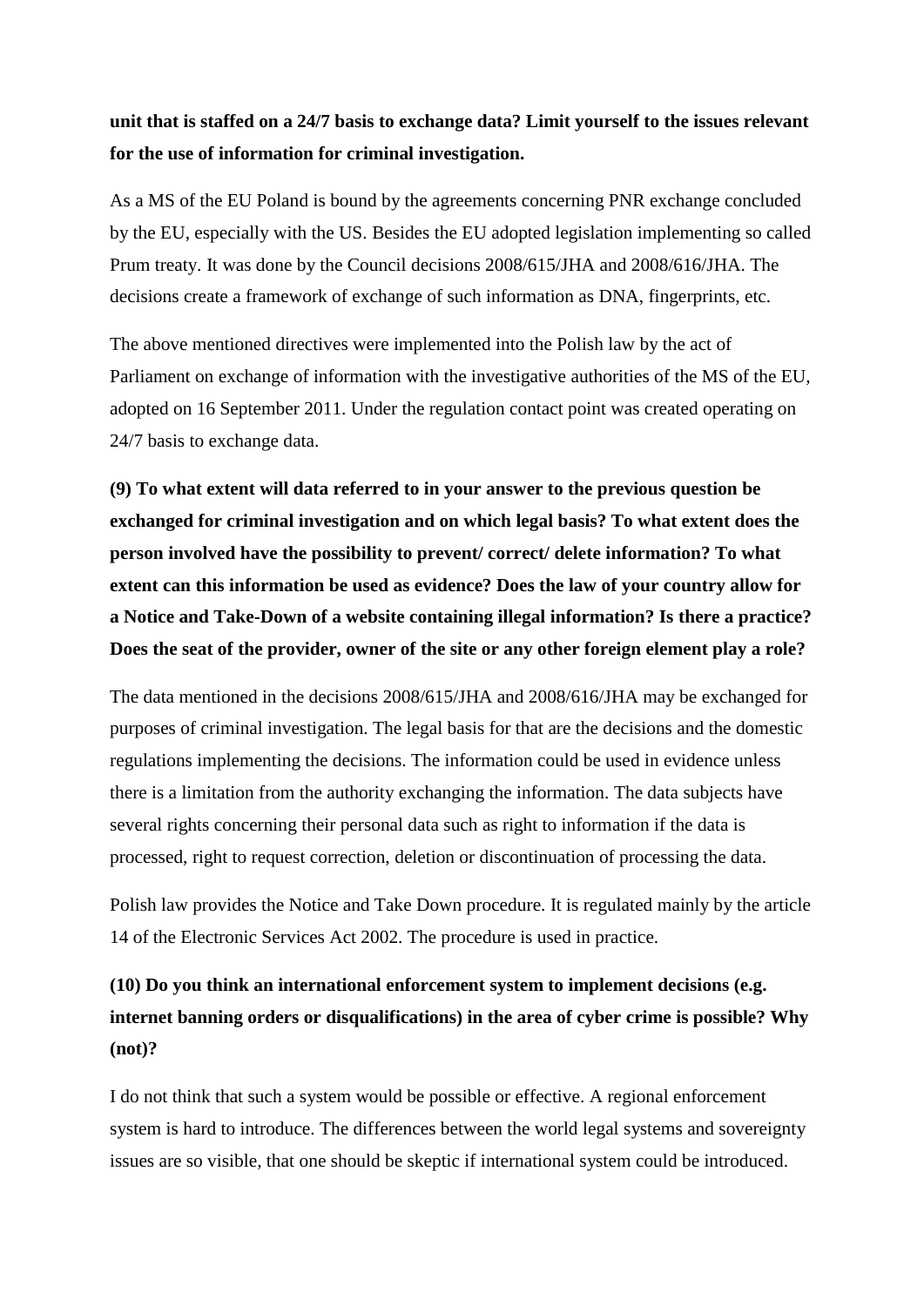**unit that is staffed on a 24/7 basis to exchange data? Limit yourself to the issues relevant for the use of information for criminal investigation.**

As a MS of the EU Poland is bound by the agreements concerning PNR exchange concluded by the EU, especially with the US. Besides the EU adopted legislation implementing so called Prum treaty. It was done by the Council decisions 2008/615/JHA and 2008/616/JHA. The decisions create a framework of exchange of such information as DNA, fingerprints, etc.

The above mentioned directives were implemented into the Polish law by the act of Parliament on exchange of information with the investigative authorities of the MS of the EU, adopted on 16 September 2011. Under the regulation contact point was created operating on 24/7 basis to exchange data.

**(9) To what extent will data referred to in your answer to the previous question be exchanged for criminal investigation and on which legal basis? To what extent does the person involved have the possibility to prevent/ correct/ delete information? To what extent can this information be used as evidence? Does the law of your country allow for a Notice and Take-Down of a website containing illegal information? Is there a practice? Does the seat of the provider, owner of the site or any other foreign element play a role?**

The data mentioned in the decisions 2008/615/JHA and 2008/616/JHA may be exchanged for purposes of criminal investigation. The legal basis for that are the decisions and the domestic regulations implementing the decisions. The information could be used in evidence unless there is a limitation from the authority exchanging the information. The data subjects have several rights concerning their personal data such as right to information if the data is processed, right to request correction, deletion or discontinuation of processing the data.

Polish law provides the Notice and Take Down procedure. It is regulated mainly by the article 14 of the Electronic Services Act 2002. The procedure is used in practice.

**(10) Do you think an international enforcement system to implement decisions (e.g. internet banning orders or disqualifications) in the area of cyber crime is possible? Why (not)?**

I do not think that such a system would be possible or effective. A regional enforcement system is hard to introduce. The differences between the world legal systems and sovereignty issues are so visible, that one should be skeptic if international system could be introduced.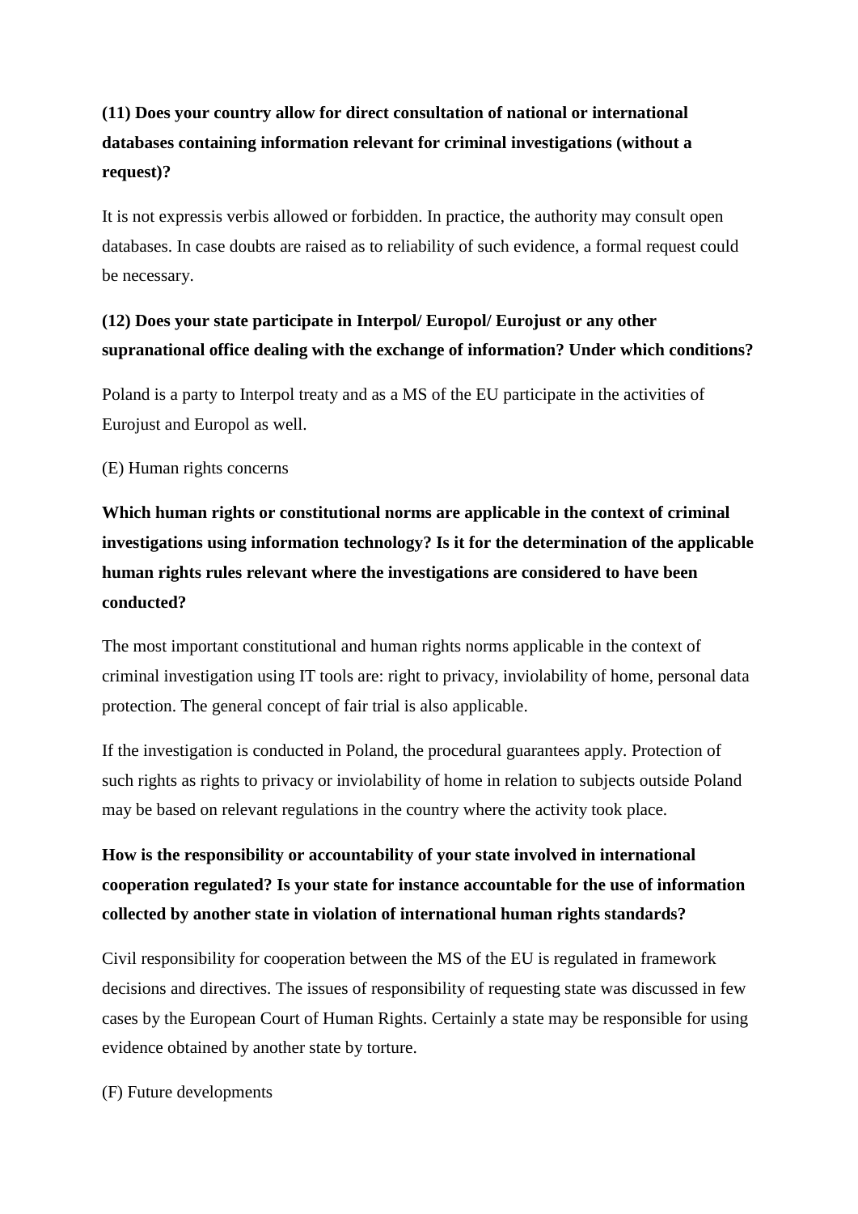**(11) Does your country allow for direct consultation of national or international databases containing information relevant for criminal investigations (without a request)?**

It is not expressis verbis allowed or forbidden. In practice, the authority may consult open databases. In case doubts are raised as to reliability of such evidence, a formal request could be necessary.

**(12) Does your state participate in Interpol/ Europol/ Eurojust or any other supranational office dealing with the exchange of information? Under which conditions?**

Poland is a party to Interpol treaty and as a MS of the EU participate in the activities of Eurojust and Europol as well.

(E) Human rights concerns

**Which human rights or constitutional norms are applicable in the context of criminal investigations using information technology? Is it for the determination of the applicable human rights rules relevant where the investigations are considered to have been conducted?**

The most important constitutional and human rights norms applicable in the context of criminal investigation using IT tools are: right to privacy, inviolability of home, personal data protection. The general concept of fair trial is also applicable.

If the investigation is conducted in Poland, the procedural guarantees apply. Protection of such rights as rights to privacy or inviolability of home in relation to subjects outside Poland may be based on relevant regulations in the country where the activity took place.

**How is the responsibility or accountability of your state involved in international cooperation regulated? Is your state for instance accountable for the use of information collected by another state in violation of international human rights standards?**

Civil responsibility for cooperation between the MS of the EU is regulated in framework decisions and directives. The issues of responsibility of requesting state was discussed in few cases by the European Court of Human Rights. Certainly a state may be responsible for using evidence obtained by another state by torture.

(F) Future developments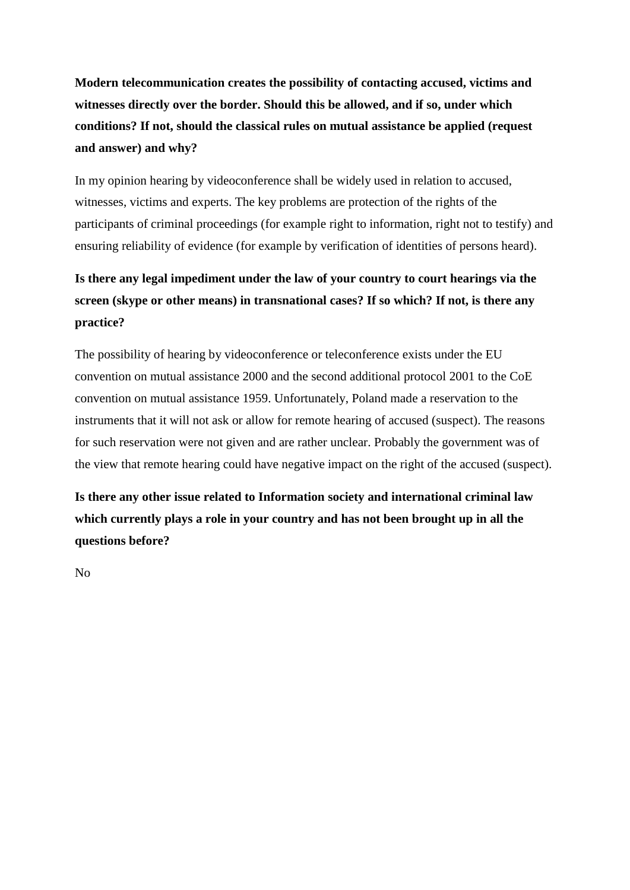**Modern telecommunication creates the possibility of contacting accused, victims and witnesses directly over the border. Should this be allowed, and if so, under which conditions? If not, should the classical rules on mutual assistance be applied (request and answer) and why?**

In my opinion hearing by videoconference shall be widely used in relation to accused, witnesses, victims and experts. The key problems are protection of the rights of the participants of criminal proceedings (for example right to information, right not to testify) and ensuring reliability of evidence (for example by verification of identities of persons heard).

**Is there any legal impediment under the law of your country to court hearings via the screen (skype or other means) in transnational cases? If so which? If not, is there any practice?**

The possibility of hearing by videoconference or teleconference exists under the EU convention on mutual assistance 2000 and the second additional protocol 2001 to the CoE convention on mutual assistance 1959. Unfortunately, Poland made a reservation to the instruments that it will not ask or allow for remote hearing of accused (suspect). The reasons for such reservation were not given and are rather unclear. Probably the government was of the view that remote hearing could have negative impact on the right of the accused (suspect).

**Is there any other issue related to Information society and international criminal law which currently plays a role in your country and has not been brought up in all the questions before?**

No